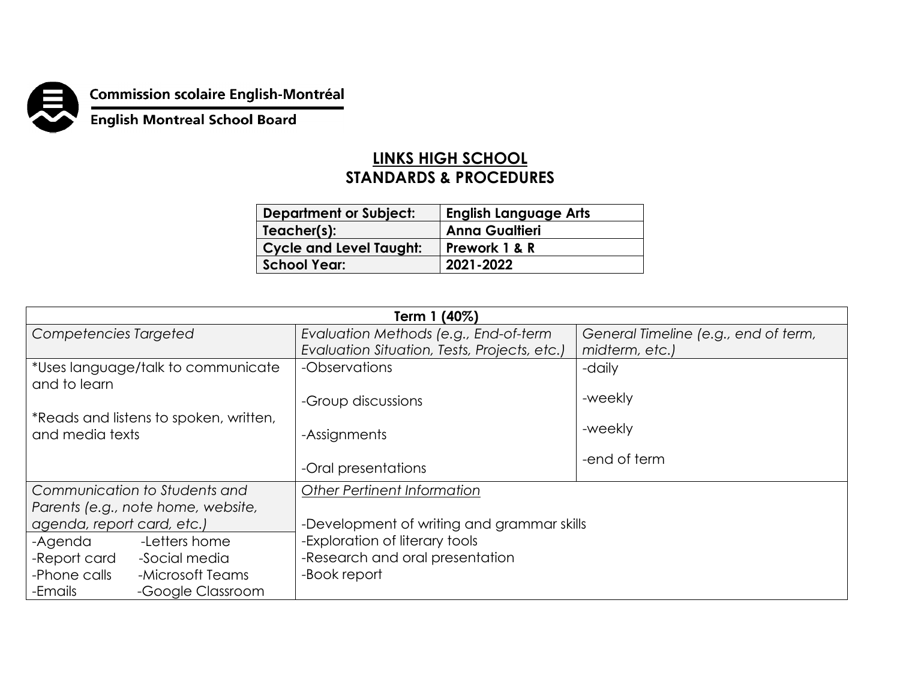Commission scolaire English-Montréal

English Montreal School Board

# LINKS HIGH SCHOOL
## STANDARDS & PROCEDURES

| Department or Subject: | English Language Arts |
|---|---|
| Teacher(s): | Anna Gualtieri |
| Cycle and Level Taught: | Prework 1 & R |
| School Year: | 2021-2022 |

| Term 1 (40%) | | |
|---|---|---|
| *Competencies Targeted* | *Evaluation Methods (e.g., End-of-term Evaluation Situation, Tests, Projects, etc.)* | *General Timeline (e.g., end of term, midterm, etc.)* |
| *Uses language/talk to communicate and to learn<br><br>*Reads and listens to spoken, written, and media texts | -Observations<br><br>-Group discussions<br><br>-Assignments<br><br>-Oral presentations | -daily<br><br>-weekly<br><br>-weekly<br><br>-end of term |
| *Communication to Students and Parents (e.g., note home, website, agenda, report card, etc.)* | *Other Pertinent Information* | |
| -Agenda<br>-Report card<br>-Phone calls<br>-Emails<br>-Letters home<br>-Social media<br>-Microsoft Teams<br>-Google Classroom | -Development of writing and grammar skills<br>-Exploration of literary tools<br>-Research and oral presentation<br>-Book report | |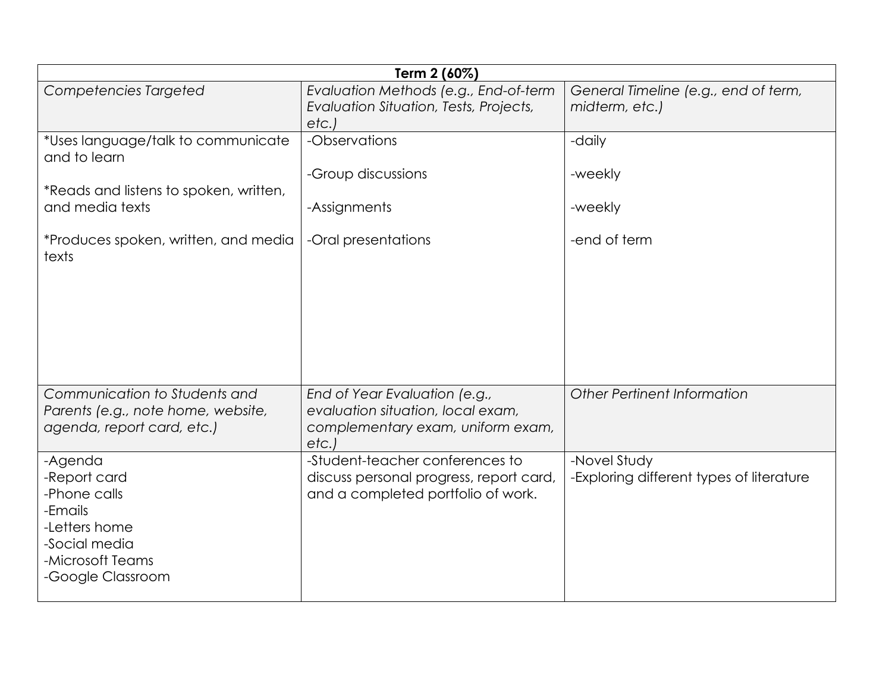| Term 2 (60%) | | |
|---|---|---|
| *Competencies Targeted* | *Evaluation Methods (e.g., End-of-term Evaluation Situation, Tests, Projects, etc.)* | *General Timeline (e.g., end of term, midterm, etc.)* |
| *Uses language/talk to communicate and to learn<br><br>*Reads and listens to spoken, written, and media texts<br><br>*Produces spoken, written, and media texts | -Observations<br><br>-Group discussions<br><br>-Assignments<br><br>-Oral presentations | -daily<br><br>-weekly<br><br>-weekly<br><br>-end of term |
| *Communication to Students and Parents (e.g., note home, website, agenda, report card, etc.)* | *End of Year Evaluation (e.g., evaluation situation, local exam, complementary exam, uniform exam, etc.)* | *Other Pertinent Information* |
| -Agenda<br>-Report card<br>-Phone calls<br>-Emails<br>-Letters home<br>-Social media<br>-Microsoft Teams<br>-Google Classroom | -Student-teacher conferences to discuss personal progress, report card, and a completed portfolio of work. | -Novel Study<br>-Exploring different types of literature |